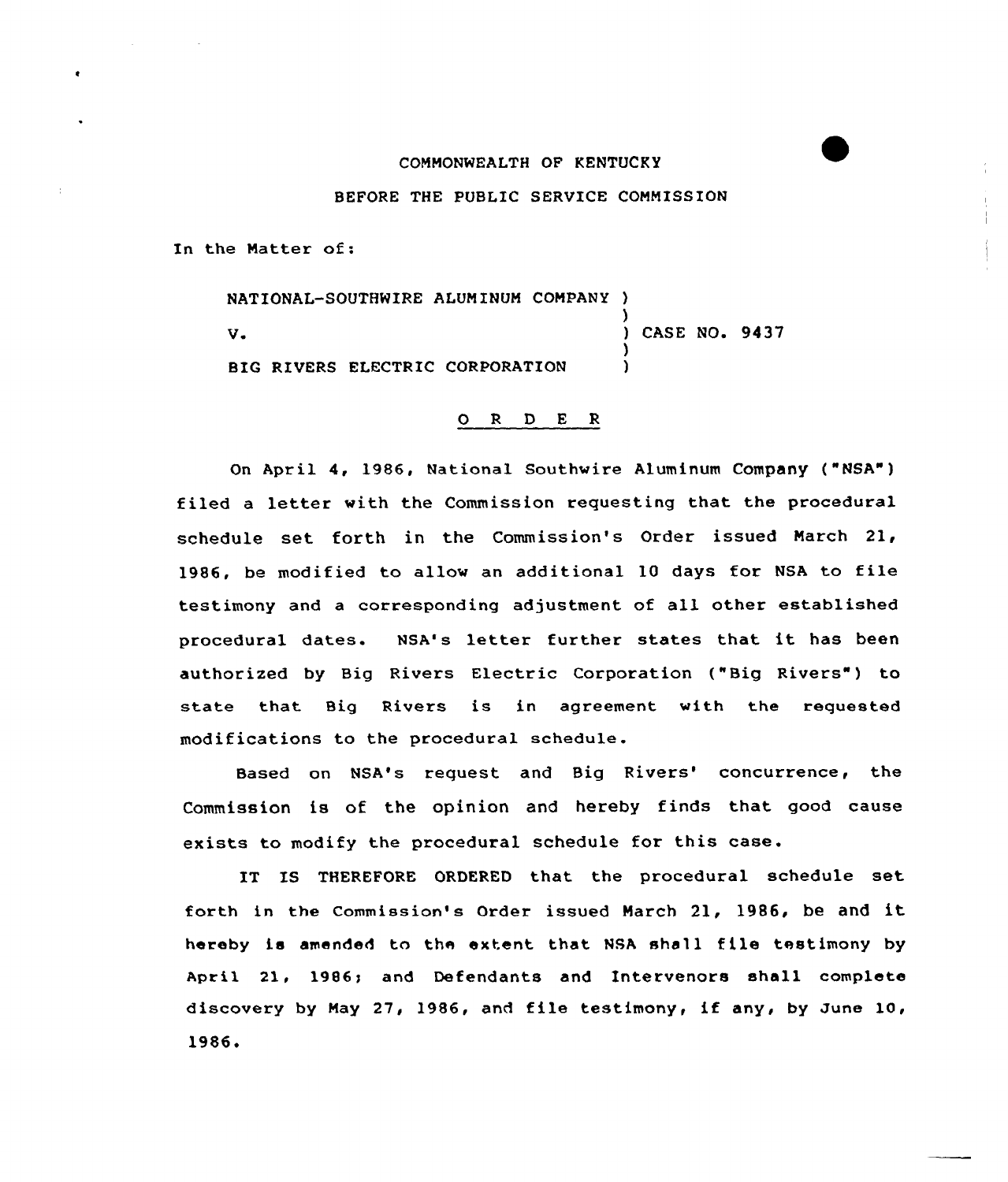COMMONWEALTH OF KENTUCKY

BEFORE THE PUBLIC SERVICE COMMISSION

In the Matter of:

NATIONAL-SOUTHWIRE ALUMINUM COMPANY )
)
V. ) CASE NO. 9437
)
BIG RIVERS ELECTRIC CORPORATION )

O R D E R

On April 4, 1986, National Southwire Aluminum Company ("NSA") filed a letter with the Commission requesting that the procedural schedule set forth in the Commission's Order issued March 21, 1986, be modified to allow an additional 10 days for NSA to file testimony and a corresponding adjustment of all other established procedural dates. NSA's letter further states that it has been authorized by Big Rivers Electric Corporation ("Big Rivers") to state that Big Rivers is in agreement with the requested modifications to the procedural schedule.

Based on NSA's request and Big Rivers' concurrence, the Commission is of the opinion and hereby finds that good cause exists to modify the procedural schedule for this case.

IT IS THEREFORE ORDERED that the procedural schedule set forth in the Commission's Order issued March 21, 1986, be and it hereby is amended to the extent that NSA shall file testimony by April 21, 1986; and Defendants and Intervenors shall complete discovery by May 27, 1986, and file testimony, if any, by June 10, 1986.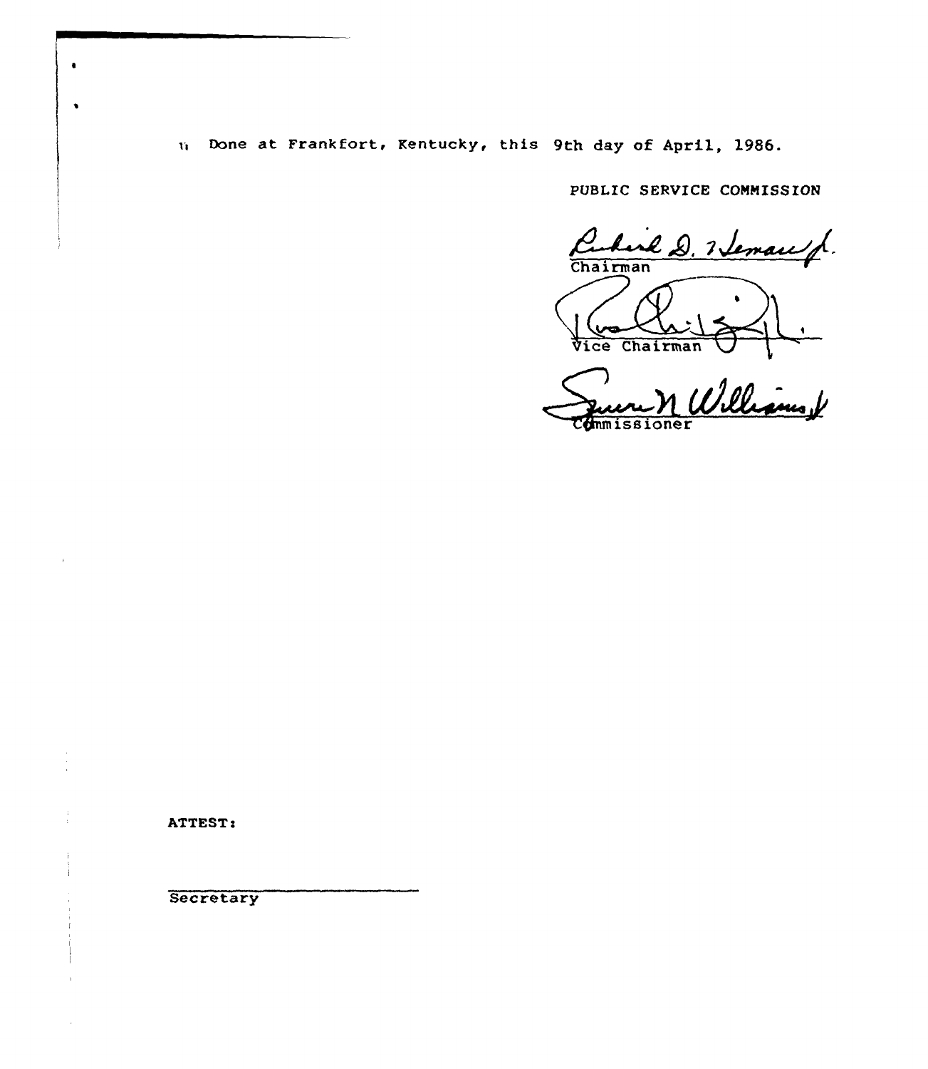Done at Frankfort, Kentucky, this 9th day of April, 1986.

PUBLIC SERVICE COMMISSION

Chairman

Vice Chairman

Commissioner

ATTEST:

Secretary